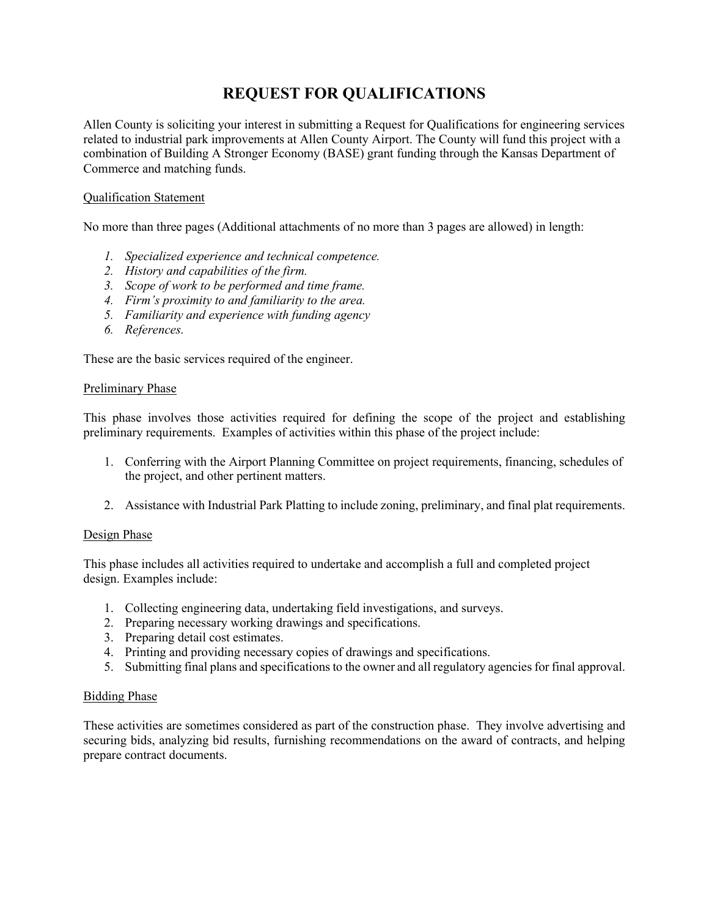# REQUEST FOR QUALIFICATIONS

Allen County is soliciting your interest in submitting a Request for Qualifications for engineering services related to industrial park improvements at Allen County Airport. The County will fund this project with a combination of Building A Stronger Economy (BASE) grant funding through the Kansas Department of Commerce and matching funds.

<u>Qualification Statement</u>

No more than three pages (Additional attachments of no more than 3 pages are allowed) in length:

1. *Specialized experience and technical competence.*
2. *History and capabilities of the firm.*
3. *Scope of work to be performed and time frame.*
4. *Firm's proximity to and familiarity to the area.*
5. *Familiarity and experience with funding agency*
6. *References.*

These are the basic services required of the engineer.

<u>Preliminary Phase</u>

This phase involves those activities required for defining the scope of the project and establishing preliminary requirements. Examples of activities within this phase of the project include:

1. Conferring with the Airport Planning Committee on project requirements, financing, schedules of the project, and other pertinent matters.

2. Assistance with Industrial Park Platting to include zoning, preliminary, and final plat requirements.

<u>Design Phase</u>

This phase includes all activities required to undertake and accomplish a full and completed project design. Examples include:

1. Collecting engineering data, undertaking field investigations, and surveys.
2. Preparing necessary working drawings and specifications.
3. Preparing detail cost estimates.
4. Printing and providing necessary copies of drawings and specifications.
5. Submitting final plans and specifications to the owner and all regulatory agencies for final approval.

<u>Bidding Phase</u>

These activities are sometimes considered as part of the construction phase. They involve advertising and securing bids, analyzing bid results, furnishing recommendations on the award of contracts, and helping prepare contract documents.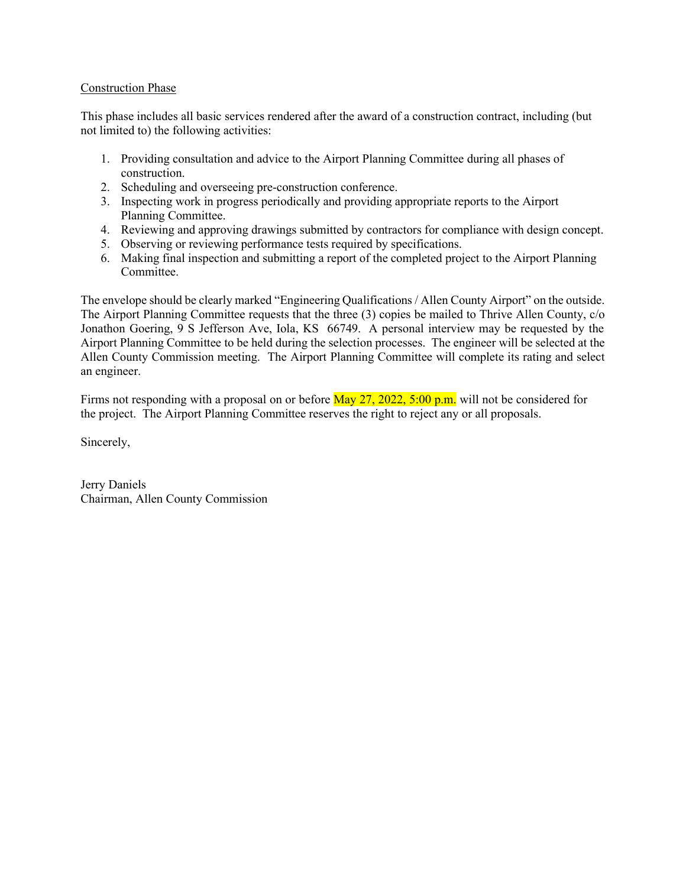Construction Phase

This phase includes all basic services rendered after the award of a construction contract, including (but not limited to) the following activities:

1. Providing consultation and advice to the Airport Planning Committee during all phases of construction.
2. Scheduling and overseeing pre-construction conference.
3. Inspecting work in progress periodically and providing appropriate reports to the Airport Planning Committee.
4. Reviewing and approving drawings submitted by contractors for compliance with design concept.
5. Observing or reviewing performance tests required by specifications.
6. Making final inspection and submitting a report of the completed project to the Airport Planning Committee.

The envelope should be clearly marked "Engineering Qualifications / Allen County Airport" on the outside. The Airport Planning Committee requests that the three (3) copies be mailed to Thrive Allen County, c/o Jonathon Goering, 9 S Jefferson Ave, Iola, KS 66749. A personal interview may be requested by the Airport Planning Committee to be held during the selection processes. The engineer will be selected at the Allen County Commission meeting. The Airport Planning Committee will complete its rating and select an engineer.

Firms not responding with a proposal on or before May 27, 2022, 5:00 p.m. will not be considered for the project. The Airport Planning Committee reserves the right to reject any or all proposals.

Sincerely,

Jerry Daniels
Chairman, Allen County Commission